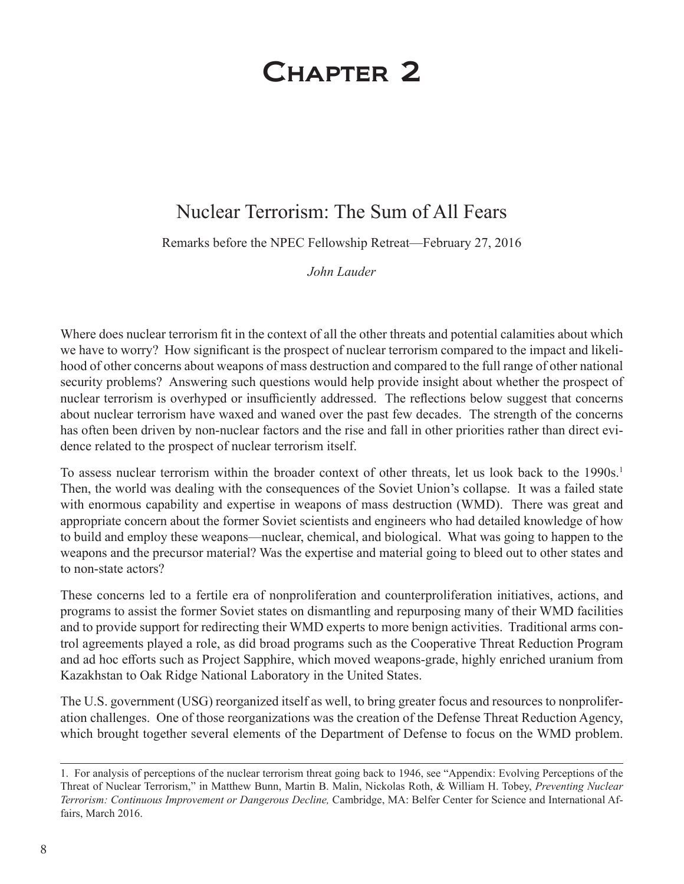# Chapter 2

## Nuclear Terrorism: The Sum of All Fears

Remarks before the NPEC Fellowship Retreat—February 27, 2016

*John Lauder*

Where does nuclear terrorism fit in the context of all the other threats and potential calamities about which we have to worry? How significant is the prospect of nuclear terrorism compared to the impact and likelihood of other concerns about weapons of mass destruction and compared to the full range of other national security problems? Answering such questions would help provide insight about whether the prospect of nuclear terrorism is overhyped or insufficiently addressed. The reflections below suggest that concerns about nuclear terrorism have waxed and waned over the past few decades. The strength of the concerns has often been driven by non-nuclear factors and the rise and fall in other priorities rather than direct evidence related to the prospect of nuclear terrorism itself.

To assess nuclear terrorism within the broader context of other threats, let us look back to the 1990s.[1] Then, the world was dealing with the consequences of the Soviet Union's collapse. It was a failed state with enormous capability and expertise in weapons of mass destruction (WMD). There was great and appropriate concern about the former Soviet scientists and engineers who had detailed knowledge of how to build and employ these weapons—nuclear, chemical, and biological. What was going to happen to the weapons and the precursor material? Was the expertise and material going to bleed out to other states and to non-state actors?

These concerns led to a fertile era of nonproliferation and counterproliferation initiatives, actions, and programs to assist the former Soviet states on dismantling and repurposing many of their WMD facilities and to provide support for redirecting their WMD experts to more benign activities. Traditional arms control agreements played a role, as did broad programs such as the Cooperative Threat Reduction Program and ad hoc efforts such as Project Sapphire, which moved weapons-grade, highly enriched uranium from Kazakhstan to Oak Ridge National Laboratory in the United States.

The U.S. government (USG) reorganized itself as well, to bring greater focus and resources to nonproliferation challenges. One of those reorganizations was the creation of the Defense Threat Reduction Agency, which brought together several elements of the Department of Defense to focus on the WMD problem.

---

1. For analysis of perceptions of the nuclear terrorism threat going back to 1946, see "Appendix: Evolving Perceptions of the Threat of Nuclear Terrorism," in Matthew Bunn, Martin B. Malin, Nickolas Roth, & William H. Tobey, *Preventing Nuclear Terrorism: Continuous Improvement or Dangerous Decline,* Cambridge, MA: Belfer Center for Science and International Affairs, March 2016.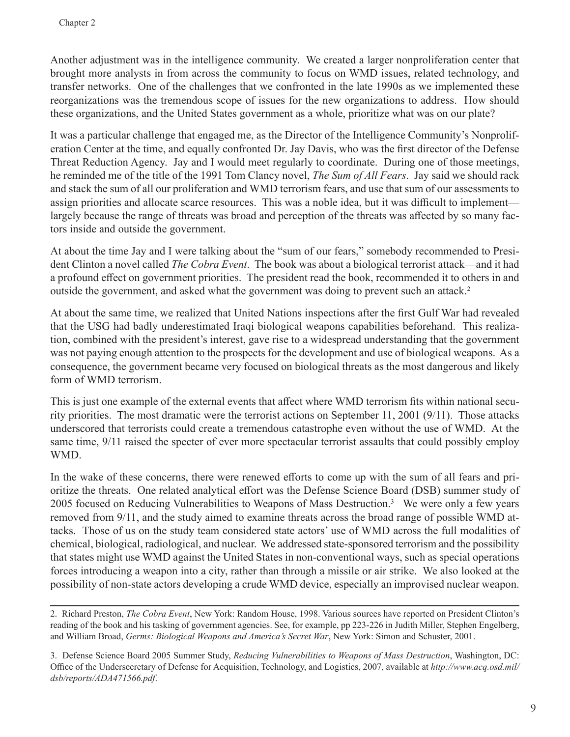Another adjustment was in the intelligence community. We created a larger nonproliferation center that brought more analysts in from across the community to focus on WMD issues, related technology, and transfer networks. One of the challenges that we confronted in the late 1990s as we implemented these reorganizations was the tremendous scope of issues for the new organizations to address. How should these organizations, and the United States government as a whole, prioritize what was on our plate?

It was a particular challenge that engaged me, as the Director of the Intelligence Community's Nonproliferation Center at the time, and equally confronted Dr. Jay Davis, who was the first director of the Defense Threat Reduction Agency. Jay and I would meet regularly to coordinate. During one of those meetings, he reminded me of the title of the 1991 Tom Clancy novel, *The Sum of All Fears*. Jay said we should rack and stack the sum of all our proliferation and WMD terrorism fears, and use that sum of our assessments to assign priorities and allocate scarce resources. This was a noble idea, but it was difficult to implement—largely because the range of threats was broad and perception of the threats was affected by so many factors inside and outside the government.

At about the time Jay and I were talking about the "sum of our fears," somebody recommended to President Clinton a novel called *The Cobra Event*. The book was about a biological terrorist attack—and it had a profound effect on government priorities. The president read the book, recommended it to others in and outside the government, and asked what the government was doing to prevent such an attack.[2]

At about the same time, we realized that United Nations inspections after the first Gulf War had revealed that the USG had badly underestimated Iraqi biological weapons capabilities beforehand. This realization, combined with the president's interest, gave rise to a widespread understanding that the government was not paying enough attention to the prospects for the development and use of biological weapons. As a consequence, the government became very focused on biological threats as the most dangerous and likely form of WMD terrorism.

This is just one example of the external events that affect where WMD terrorism fits within national security priorities. The most dramatic were the terrorist actions on September 11, 2001 (9/11). Those attacks underscored that terrorists could create a tremendous catastrophe even without the use of WMD. At the same time, 9/11 raised the specter of ever more spectacular terrorist assaults that could possibly employ WMD.

In the wake of these concerns, there were renewed efforts to come up with the sum of all fears and prioritize the threats. One related analytical effort was the Defense Science Board (DSB) summer study of 2005 focused on Reducing Vulnerabilities to Weapons of Mass Destruction.[3] We were only a few years removed from 9/11, and the study aimed to examine threats across the broad range of possible WMD attacks. Those of us on the study team considered state actors' use of WMD across the full modalities of chemical, biological, radiological, and nuclear. We addressed state-sponsored terrorism and the possibility that states might use WMD against the United States in non-conventional ways, such as special operations forces introducing a weapon into a city, rather than through a missile or air strike. We also looked at the possibility of non-state actors developing a crude WMD device, especially an improvised nuclear weapon.

---

2. Richard Preston, *The Cobra Event*, New York: Random House, 1998. Various sources have reported on President Clinton's reading of the book and his tasking of government agencies. See, for example, pp 223-226 in Judith Miller, Stephen Engelberg, and William Broad, *Germs: Biological Weapons and America's Secret War*, New York: Simon and Schuster, 2001.

3. Defense Science Board 2005 Summer Study, *Reducing Vulnerabilities to Weapons of Mass Destruction*, Washington, DC: Office of the Undersecretary of Defense for Acquisition, Technology, and Logistics, 2007, available at *http://www.acq.osd.mil/dsb/reports/ADA471566.pdf*.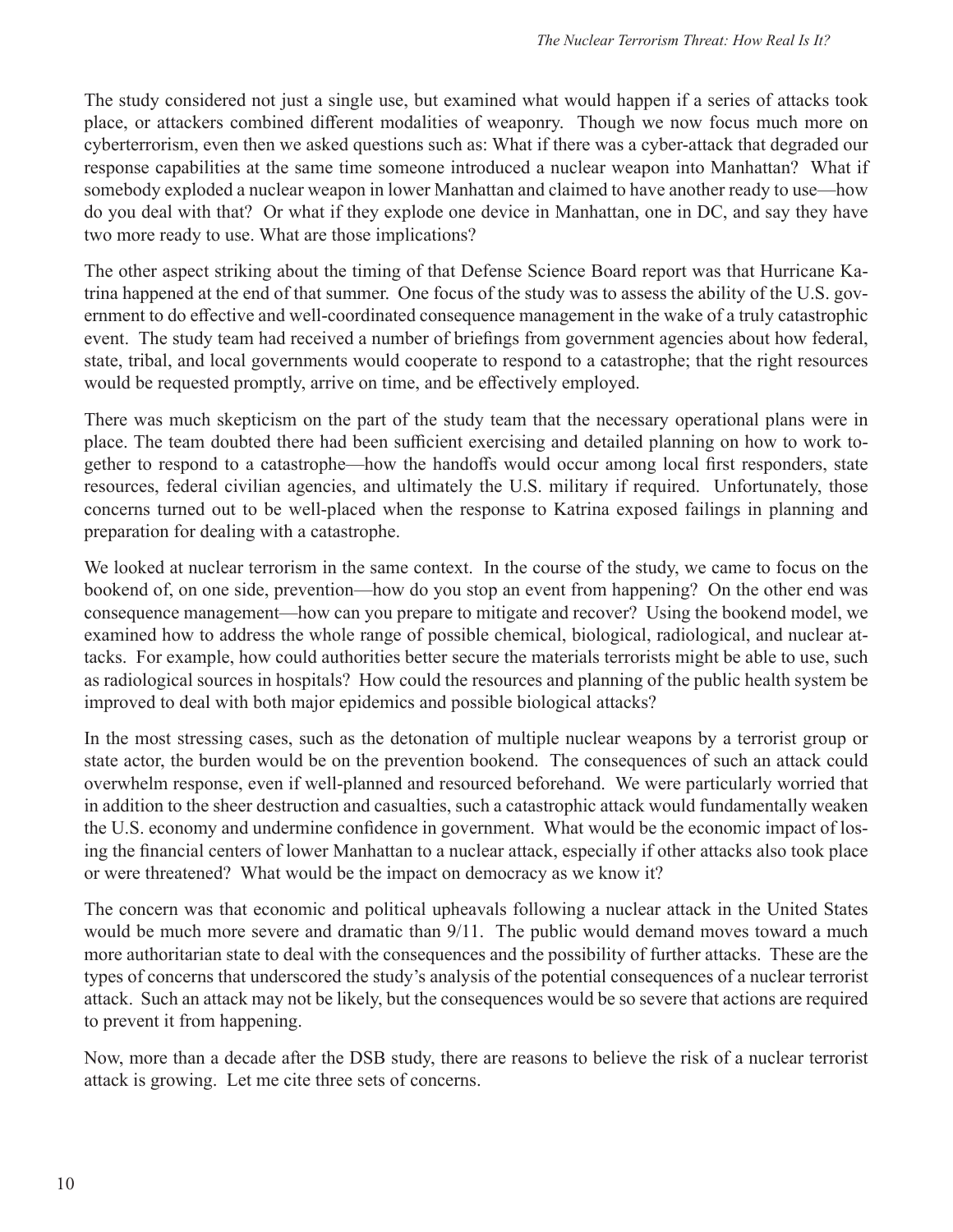The study considered not just a single use, but examined what would happen if a series of attacks took place, or attackers combined different modalities of weaponry. Though we now focus much more on cyberterrorism, even then we asked questions such as: What if there was a cyber-attack that degraded our response capabilities at the same time someone introduced a nuclear weapon into Manhattan? What if somebody exploded a nuclear weapon in lower Manhattan and claimed to have another ready to use—how do you deal with that? Or what if they explode one device in Manhattan, one in DC, and say they have two more ready to use. What are those implications?

The other aspect striking about the timing of that Defense Science Board report was that Hurricane Katrina happened at the end of that summer. One focus of the study was to assess the ability of the U.S. government to do effective and well-coordinated consequence management in the wake of a truly catastrophic event. The study team had received a number of briefings from government agencies about how federal, state, tribal, and local governments would cooperate to respond to a catastrophe; that the right resources would be requested promptly, arrive on time, and be effectively employed.

There was much skepticism on the part of the study team that the necessary operational plans were in place. The team doubted there had been sufficient exercising and detailed planning on how to work together to respond to a catastrophe—how the handoffs would occur among local first responders, state resources, federal civilian agencies, and ultimately the U.S. military if required. Unfortunately, those concerns turned out to be well-placed when the response to Katrina exposed failings in planning and preparation for dealing with a catastrophe.

We looked at nuclear terrorism in the same context. In the course of the study, we came to focus on the bookend of, on one side, prevention—how do you stop an event from happening? On the other end was consequence management—how can you prepare to mitigate and recover? Using the bookend model, we examined how to address the whole range of possible chemical, biological, radiological, and nuclear attacks. For example, how could authorities better secure the materials terrorists might be able to use, such as radiological sources in hospitals? How could the resources and planning of the public health system be improved to deal with both major epidemics and possible biological attacks?

In the most stressing cases, such as the detonation of multiple nuclear weapons by a terrorist group or state actor, the burden would be on the prevention bookend. The consequences of such an attack could overwhelm response, even if well-planned and resourced beforehand. We were particularly worried that in addition to the sheer destruction and casualties, such a catastrophic attack would fundamentally weaken the U.S. economy and undermine confidence in government. What would be the economic impact of losing the financial centers of lower Manhattan to a nuclear attack, especially if other attacks also took place or were threatened? What would be the impact on democracy as we know it?

The concern was that economic and political upheavals following a nuclear attack in the United States would be much more severe and dramatic than 9/11. The public would demand moves toward a much more authoritarian state to deal with the consequences and the possibility of further attacks. These are the types of concerns that underscored the study's analysis of the potential consequences of a nuclear terrorist attack. Such an attack may not be likely, but the consequences would be so severe that actions are required to prevent it from happening.

Now, more than a decade after the DSB study, there are reasons to believe the risk of a nuclear terrorist attack is growing. Let me cite three sets of concerns.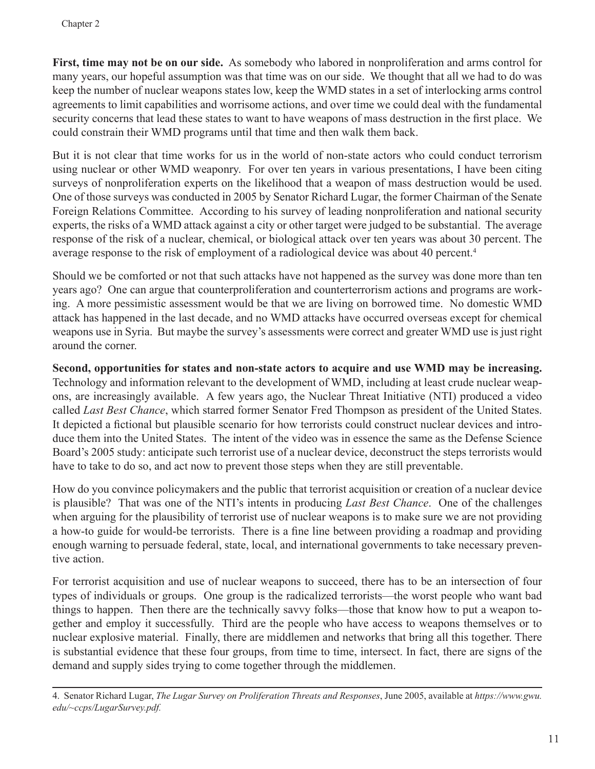**First, time may not be on our side.** As somebody who labored in nonproliferation and arms control for many years, our hopeful assumption was that time was on our side. We thought that all we had to do was keep the number of nuclear weapons states low, keep the WMD states in a set of interlocking arms control agreements to limit capabilities and worrisome actions, and over time we could deal with the fundamental security concerns that lead these states to want to have weapons of mass destruction in the first place. We could constrain their WMD programs until that time and then walk them back.

But it is not clear that time works for us in the world of non-state actors who could conduct terrorism using nuclear or other WMD weaponry. For over ten years in various presentations, I have been citing surveys of nonproliferation experts on the likelihood that a weapon of mass destruction would be used. One of those surveys was conducted in 2005 by Senator Richard Lugar, the former Chairman of the Senate Foreign Relations Committee. According to his survey of leading nonproliferation and national security experts, the risks of a WMD attack against a city or other target were judged to be substantial. The average response of the risk of a nuclear, chemical, or biological attack over ten years was about 30 percent. The average response to the risk of employment of a radiological device was about 40 percent.[4]

Should we be comforted or not that such attacks have not happened as the survey was done more than ten years ago? One can argue that counterproliferation and counterterrorism actions and programs are working. A more pessimistic assessment would be that we are living on borrowed time. No domestic WMD attack has happened in the last decade, and no WMD attacks have occurred overseas except for chemical weapons use in Syria. But maybe the survey's assessments were correct and greater WMD use is just right around the corner.

**Second, opportunities for states and non-state actors to acquire and use WMD may be increasing.** Technology and information relevant to the development of WMD, including at least crude nuclear weapons, are increasingly available. A few years ago, the Nuclear Threat Initiative (NTI) produced a video called *Last Best Chance*, which starred former Senator Fred Thompson as president of the United States. It depicted a fictional but plausible scenario for how terrorists could construct nuclear devices and introduce them into the United States. The intent of the video was in essence the same as the Defense Science Board's 2005 study: anticipate such terrorist use of a nuclear device, deconstruct the steps terrorists would have to take to do so, and act now to prevent those steps when they are still preventable.

How do you convince policymakers and the public that terrorist acquisition or creation of a nuclear device is plausible? That was one of the NTI's intents in producing *Last Best Chance*. One of the challenges when arguing for the plausibility of terrorist use of nuclear weapons is to make sure we are not providing a how-to guide for would-be terrorists. There is a fine line between providing a roadmap and providing enough warning to persuade federal, state, local, and international governments to take necessary preventive action.

For terrorist acquisition and use of nuclear weapons to succeed, there has to be an intersection of four types of individuals or groups. One group is the radicalized terrorists—the worst people who want bad things to happen. Then there are the technically savvy folks—those that know how to put a weapon together and employ it successfully. Third are the people who have access to weapons themselves or to nuclear explosive material. Finally, there are middlemen and networks that bring all this together. There is substantial evidence that these four groups, from time to time, intersect. In fact, there are signs of the demand and supply sides trying to come together through the middlemen.

---

4. Senator Richard Lugar, *The Lugar Survey on Proliferation Threats and Responses*, June 2005, available at *https://www.gwu.edu/~ccps/LugarSurvey.pdf.*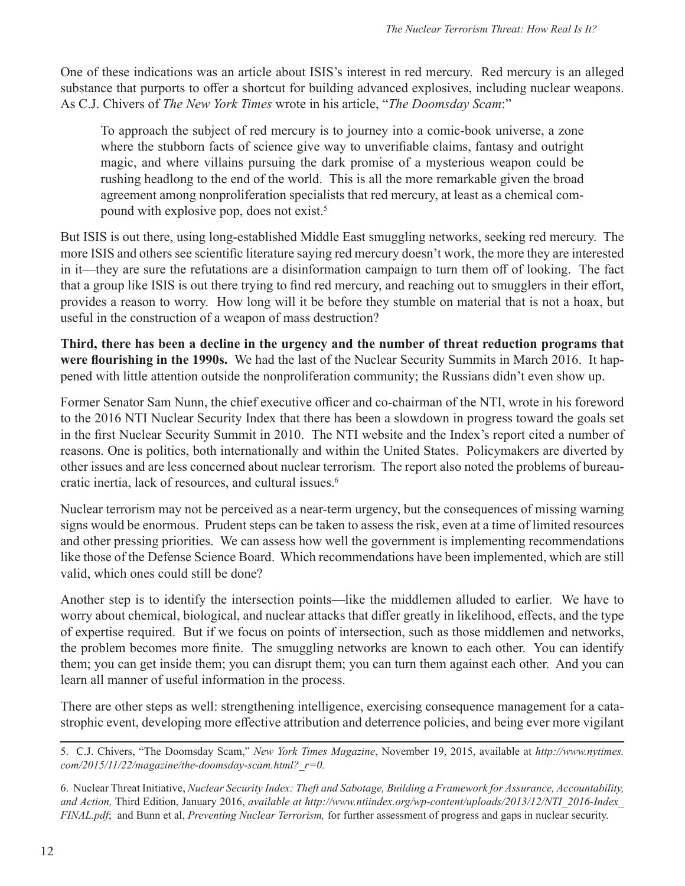One of these indications was an article about ISIS's interest in red mercury. Red mercury is an alleged substance that purports to offer a shortcut for building advanced explosives, including nuclear weapons. As C.J. Chivers of *The New York Times* wrote in his article, "*The Doomsday Scam*:"

> To approach the subject of red mercury is to journey into a comic-book universe, a zone where the stubborn facts of science give way to unverifiable claims, fantasy and outright magic, and where villains pursuing the dark promise of a mysterious weapon could be rushing headlong to the end of the world. This is all the more remarkable given the broad agreement among nonproliferation specialists that red mercury, at least as a chemical compound with explosive pop, does not exist.[5]

But ISIS is out there, using long-established Middle East smuggling networks, seeking red mercury. The more ISIS and others see scientific literature saying red mercury doesn't work, the more they are interested in it—they are sure the refutations are a disinformation campaign to turn them off of looking. The fact that a group like ISIS is out there trying to find red mercury, and reaching out to smugglers in their effort, provides a reason to worry. How long will it be before they stumble on material that is not a hoax, but useful in the construction of a weapon of mass destruction?

**Third, there has been a decline in the urgency and the number of threat reduction programs that were flourishing in the 1990s.** We had the last of the Nuclear Security Summits in March 2016. It happened with little attention outside the nonproliferation community; the Russians didn't even show up.

Former Senator Sam Nunn, the chief executive officer and co-chairman of the NTI, wrote in his foreword to the 2016 NTI Nuclear Security Index that there has been a slowdown in progress toward the goals set in the first Nuclear Security Summit in 2010. The NTI website and the Index's report cited a number of reasons. One is politics, both internationally and within the United States. Policymakers are diverted by other issues and are less concerned about nuclear terrorism. The report also noted the problems of bureaucratic inertia, lack of resources, and cultural issues.[6]

Nuclear terrorism may not be perceived as a near-term urgency, but the consequences of missing warning signs would be enormous. Prudent steps can be taken to assess the risk, even at a time of limited resources and other pressing priorities. We can assess how well the government is implementing recommendations like those of the Defense Science Board. Which recommendations have been implemented, which are still valid, which ones could still be done?

Another step is to identify the intersection points—like the middlemen alluded to earlier. We have to worry about chemical, biological, and nuclear attacks that differ greatly in likelihood, effects, and the type of expertise required. But if we focus on points of intersection, such as those middlemen and networks, the problem becomes more finite. The smuggling networks are known to each other. You can identify them; you can get inside them; you can disrupt them; you can turn them against each other. And you can learn all manner of useful information in the process.

There are other steps as well: strengthening intelligence, exercising consequence management for a catastrophic event, developing more effective attribution and deterrence policies, and being ever more vigilant

---

5. C.J. Chivers, "The Doomsday Scam," *New York Times Magazine*, November 19, 2015, available at *http://www.nytimes.com/2015/11/22/magazine/the-doomsday-scam.html?_r=0.*

6. Nuclear Threat Initiative, *Nuclear Security Index: Theft and Sabotage, Building a Framework for Assurance, Accountability, and Action,* Third Edition, January 2016, *available at http://www.ntiindex.org/wp-content/uploads/2013/12/NTI_2016-Index_FINAL.pdf*; and Bunn et al, *Preventing Nuclear Terrorism,* for further assessment of progress and gaps in nuclear security.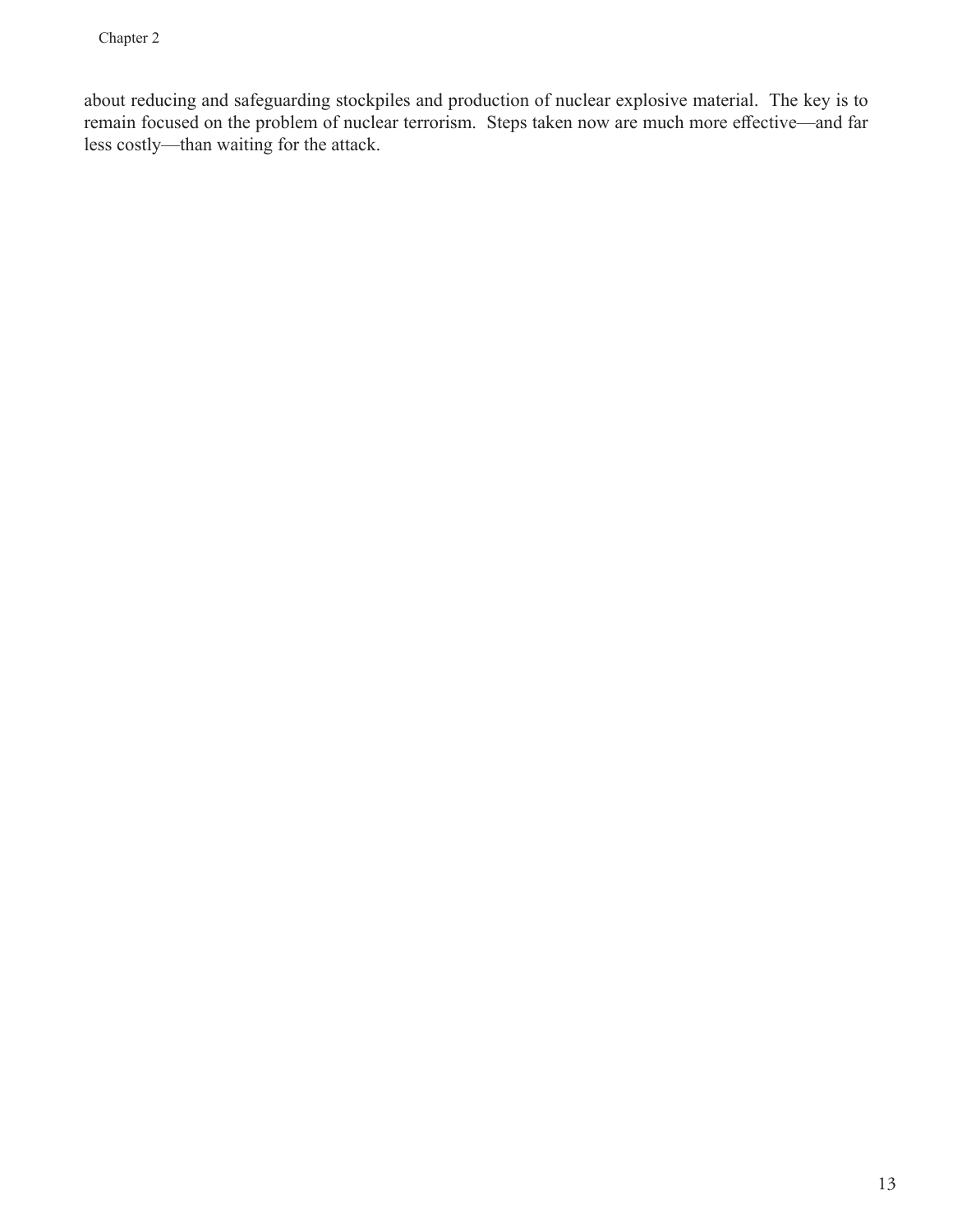about reducing and safeguarding stockpiles and production of nuclear explosive material. The key is to remain focused on the problem of nuclear terrorism. Steps taken now are much more effective—and far less costly—than waiting for the attack.